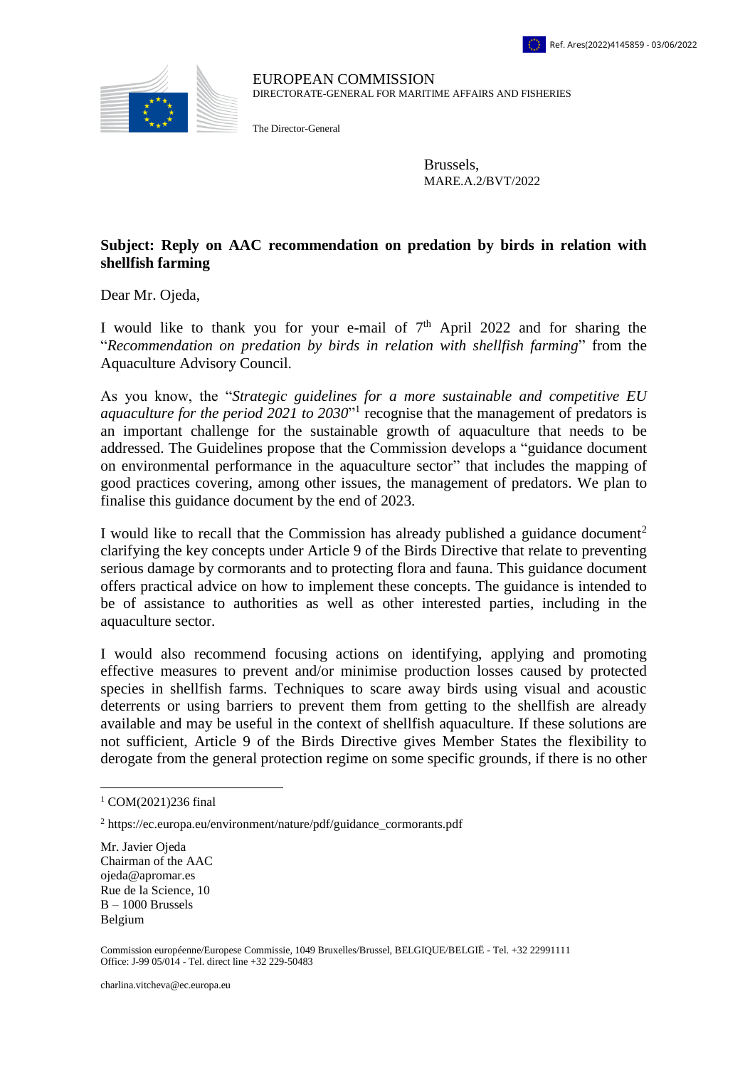Ref. Ares(2022)4145859 - 03/06/2022

EUROPEAN COMMISSION
DIRECTORATE-GENERAL FOR MARITIME AFFAIRS AND FISHERIES

The Director-General

Brussels,
MARE.A.2/BVT/2022

**Subject: Reply on AAC recommendation on predation by birds in relation with shellfish farming**

Dear Mr. Ojeda,

I would like to thank you for your e-mail of 7th April 2022 and for sharing the "*Recommendation on predation by birds in relation with shellfish farming*" from the Aquaculture Advisory Council.

As you know, the "*Strategic guidelines for a more sustainable and competitive EU aquaculture for the period 2021 to 2030*"[1] recognise that the management of predators is an important challenge for the sustainable growth of aquaculture that needs to be addressed. The Guidelines propose that the Commission develops a "guidance document on environmental performance in the aquaculture sector" that includes the mapping of good practices covering, among other issues, the management of predators. We plan to finalise this guidance document by the end of 2023.

I would like to recall that the Commission has already published a guidance document[2] clarifying the key concepts under Article 9 of the Birds Directive that relate to preventing serious damage by cormorants and to protecting flora and fauna. This guidance document offers practical advice on how to implement these concepts. The guidance is intended to be of assistance to authorities as well as other interested parties, including in the aquaculture sector.

I would also recommend focusing actions on identifying, applying and promoting effective measures to prevent and/or minimise production losses caused by protected species in shellfish farms. Techniques to scare away birds using visual and acoustic deterrents or using barriers to prevent them from getting to the shellfish are already available and may be useful in the context of shellfish aquaculture. If these solutions are not sufficient, Article 9 of the Birds Directive gives Member States the flexibility to derogate from the general protection regime on some specific grounds, if there is no other

[1] COM(2021)236 final

[2] https://ec.europa.eu/environment/nature/pdf/guidance_cormorants.pdf

Mr. Javier Ojeda
Chairman of the AAC
ojeda@apromar.es
Rue de la Science, 10
B – 1000 Brussels
Belgium

Commission européenne/Europese Commissie, 1049 Bruxelles/Brussel, BELGIQUE/BELGIË - Tel. +32 22991111
Office: J-99 05/014 - Tel. direct line +32 229-50483

charlina.vitcheva@ec.europa.eu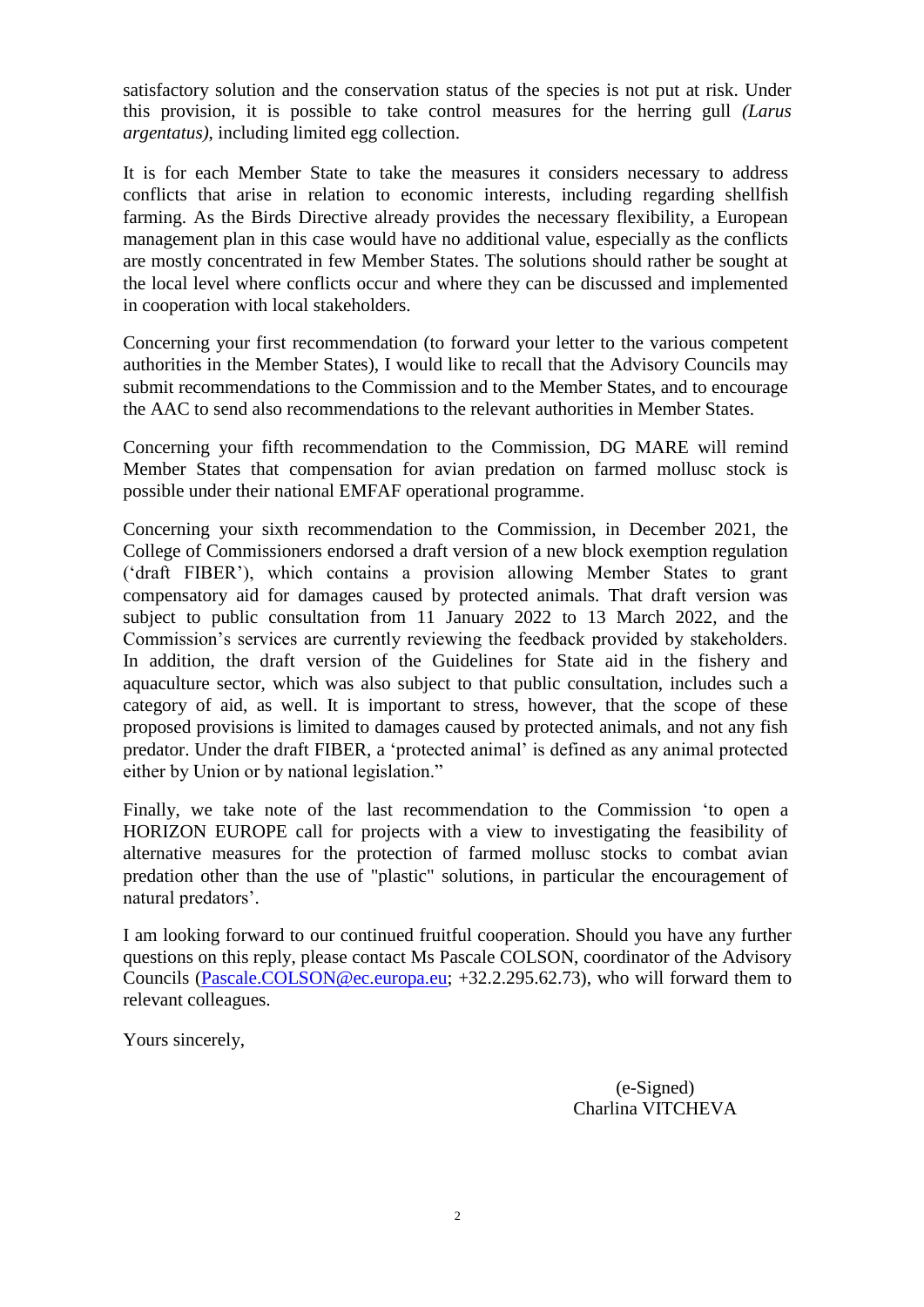satisfactory solution and the conservation status of the species is not put at risk. Under this provision, it is possible to take control measures for the herring gull *(Larus argentatus)*, including limited egg collection.

It is for each Member State to take the measures it considers necessary to address conflicts that arise in relation to economic interests, including regarding shellfish farming. As the Birds Directive already provides the necessary flexibility, a European management plan in this case would have no additional value, especially as the conflicts are mostly concentrated in few Member States. The solutions should rather be sought at the local level where conflicts occur and where they can be discussed and implemented in cooperation with local stakeholders.

Concerning your first recommendation (to forward your letter to the various competent authorities in the Member States), I would like to recall that the Advisory Councils may submit recommendations to the Commission and to the Member States, and to encourage the AAC to send also recommendations to the relevant authorities in Member States.

Concerning your fifth recommendation to the Commission, DG MARE will remind Member States that compensation for avian predation on farmed mollusc stock is possible under their national EMFAF operational programme.

Concerning your sixth recommendation to the Commission, in December 2021, the College of Commissioners endorsed a draft version of a new block exemption regulation ('draft FIBER'), which contains a provision allowing Member States to grant compensatory aid for damages caused by protected animals. That draft version was subject to public consultation from 11 January 2022 to 13 March 2022, and the Commission's services are currently reviewing the feedback provided by stakeholders. In addition, the draft version of the Guidelines for State aid in the fishery and aquaculture sector, which was also subject to that public consultation, includes such a category of aid, as well. It is important to stress, however, that the scope of these proposed provisions is limited to damages caused by protected animals, and not any fish predator. Under the draft FIBER, a 'protected animal' is defined as any animal protected either by Union or by national legislation."

Finally, we take note of the last recommendation to the Commission 'to open a HORIZON EUROPE call for projects with a view to investigating the feasibility of alternative measures for the protection of farmed mollusc stocks to combat avian predation other than the use of "plastic" solutions, in particular the encouragement of natural predators'.

I am looking forward to our continued fruitful cooperation. Should you have any further questions on this reply, please contact Ms Pascale COLSON, coordinator of the Advisory Councils (Pascale.COLSON@ec.europa.eu; +32.2.295.62.73), who will forward them to relevant colleagues.

Yours sincerely,

(e-Signed)
Charlina VITCHEVA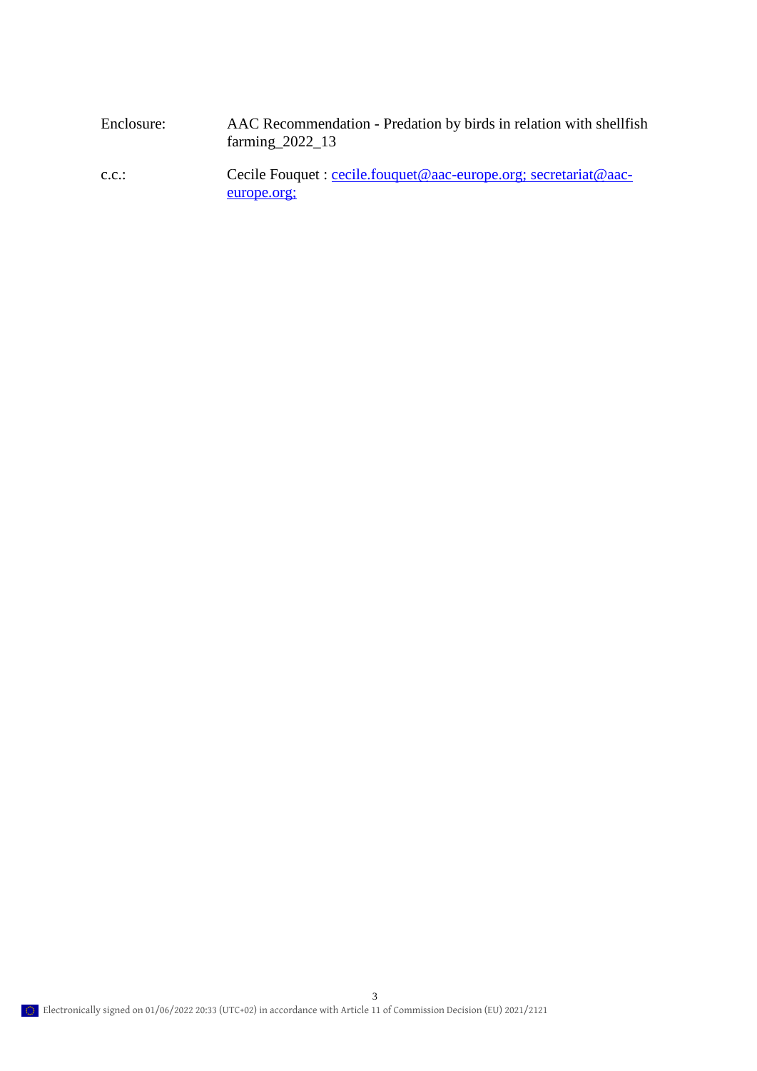Enclosure: AAC Recommendation - Predation by birds in relation with shellfish farming_2022_13

c.c.: Cecile Fouquet : cecile.fouquet@aac-europe.org; secretariat@aac-europe.org;

Electronically signed on 01/06/2022 20:33 (UTC+02) in accordance with Article 11 of Commission Decision (EU) 2021/2121